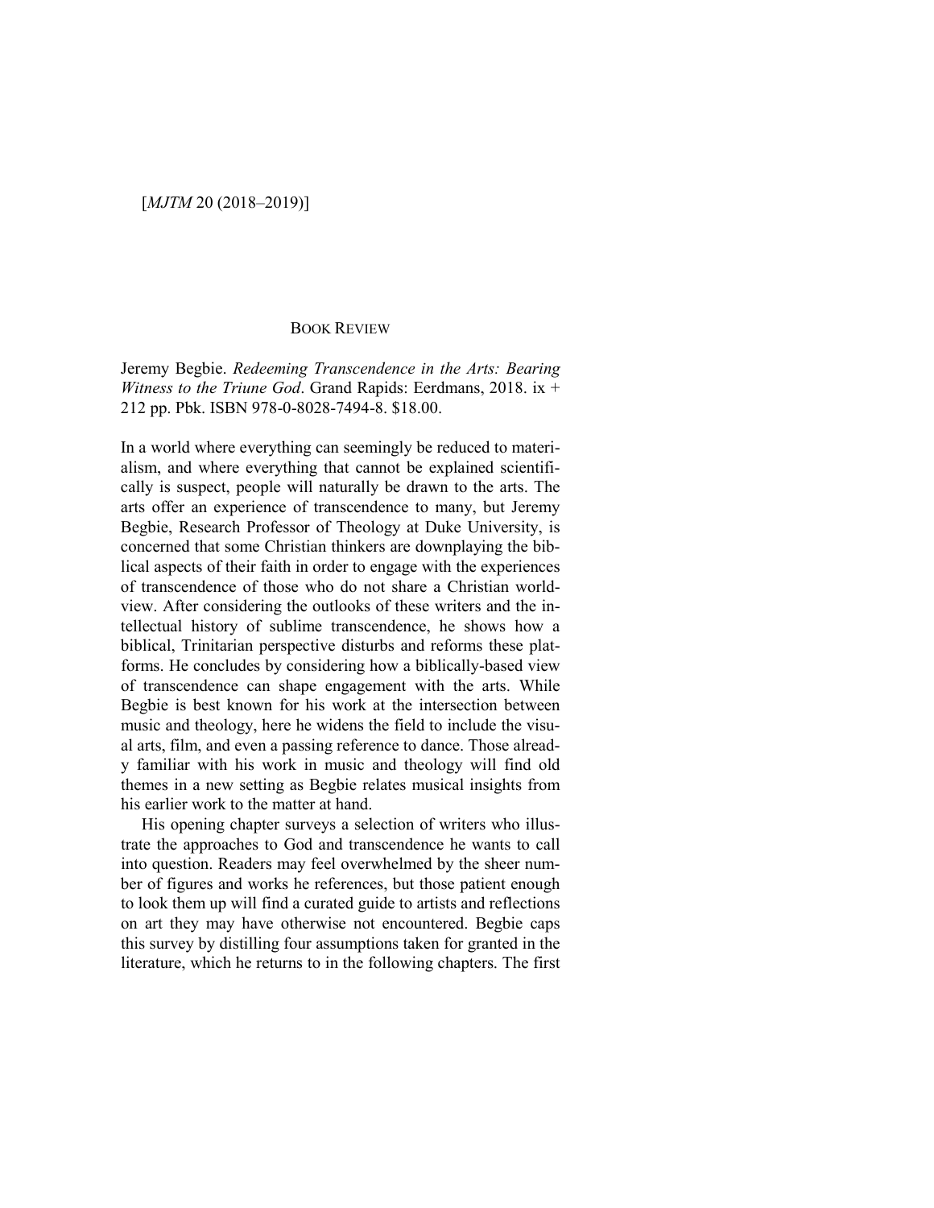## BOOK REVIEW

Jeremy Begbie. *Redeeming Transcendence in the Arts: Bearing Witness to the Triune God*. Grand Rapids: Eerdmans, 2018. ix + 212 pp. Pbk. ISBN 978-0-8028-7494-8. $18.00.

In a world where everything can seemingly be reduced to materialism, and where everything that cannot be explained scientifically is suspect, people will naturally be drawn to the arts. The arts offer an experience of transcendence to many, but Jeremy Begbie, Research Professor of Theology at Duke University, is concerned that some Christian thinkers are downplaying the biblical aspects of their faith in order to engage with the experiences of transcendence of those who do not share a Christian worldview. After considering the outlooks of these writers and the intellectual history of sublime transcendence, he shows how a biblical, Trinitarian perspective disturbs and reforms these platforms. He concludes by considering how a biblically-based view of transcendence can shape engagement with the arts. While Begbie is best known for his work at the intersection between music and theology, here he widens the field to include the visual arts, film, and even a passing reference to dance. Those already familiar with his work in music and theology will find old themes in a new setting as Begbie relates musical insights from his earlier work to the matter at hand.

His opening chapter surveys a selection of writers who illustrate the approaches to God and transcendence he wants to call into question. Readers may feel overwhelmed by the sheer number of figures and works he references, but those patient enough to look them up will find a curated guide to artists and reflections on art they may have otherwise not encountered. Begbie caps this survey by distilling four assumptions taken for granted in the literature, which he returns to in the following chapters. The first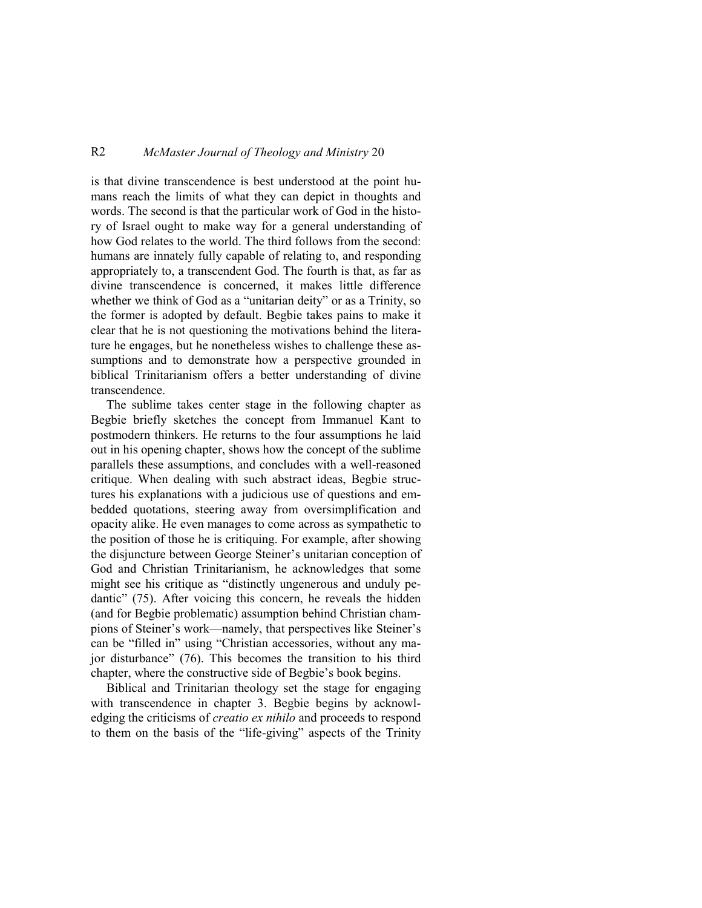is that divine transcendence is best understood at the point humans reach the limits of what they can depict in thoughts and words. The second is that the particular work of God in the history of Israel ought to make way for a general understanding of how God relates to the world. The third follows from the second: humans are innately fully capable of relating to, and responding appropriately to, a transcendent God. The fourth is that, as far as divine transcendence is concerned, it makes little difference whether we think of God as a "unitarian deity" or as a Trinity, so the former is adopted by default. Begbie takes pains to make it clear that he is not questioning the motivations behind the literature he engages, but he nonetheless wishes to challenge these assumptions and to demonstrate how a perspective grounded in biblical Trinitarianism offers a better understanding of divine transcendence.

The sublime takes center stage in the following chapter as Begbie briefly sketches the concept from Immanuel Kant to postmodern thinkers. He returns to the four assumptions he laid out in his opening chapter, shows how the concept of the sublime parallels these assumptions, and concludes with a well-reasoned critique. When dealing with such abstract ideas, Begbie structures his explanations with a judicious use of questions and embedded quotations, steering away from oversimplification and opacity alike. He even manages to come across as sympathetic to the position of those he is critiquing. For example, after showing the disjuncture between George Steiner's unitarian conception of God and Christian Trinitarianism, he acknowledges that some might see his critique as "distinctly ungenerous and unduly pedantic" (75). After voicing this concern, he reveals the hidden (and for Begbie problematic) assumption behind Christian champions of Steiner's work—namely, that perspectives like Steiner's can be "filled in" using "Christian accessories, without any major disturbance" (76). This becomes the transition to his third chapter, where the constructive side of Begbie's book begins.

Biblical and Trinitarian theology set the stage for engaging with transcendence in chapter 3. Begbie begins by acknowledging the criticisms of *creatio ex nihilo* and proceeds to respond to them on the basis of the "life-giving" aspects of the Trinity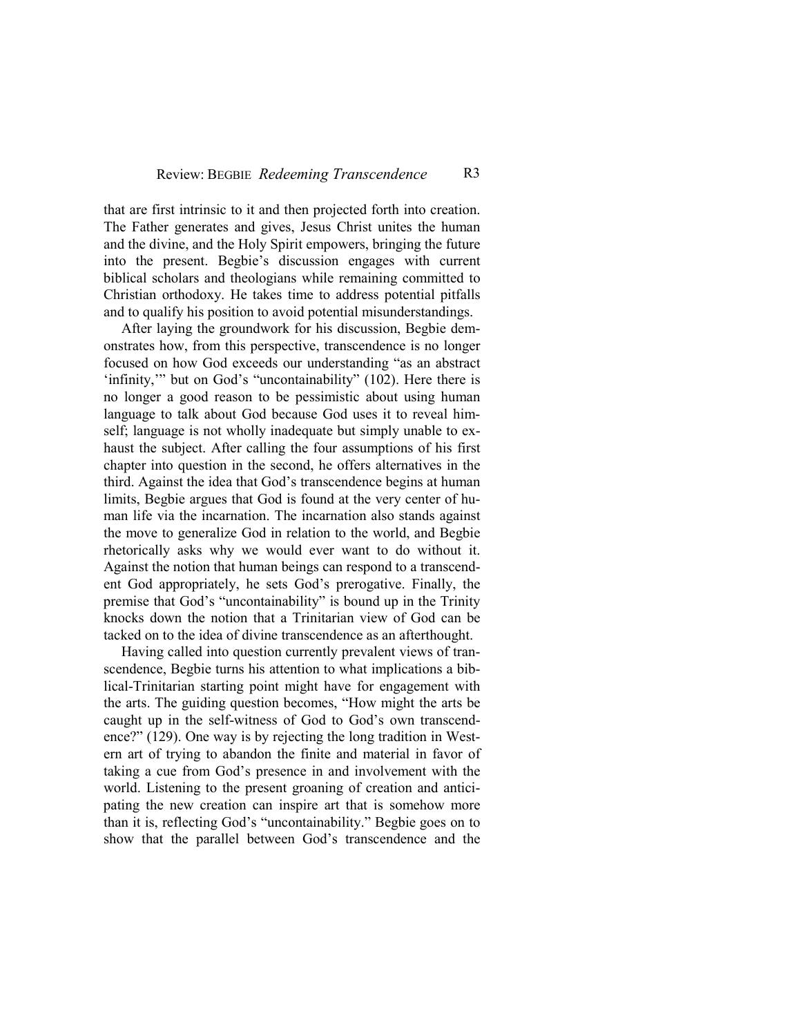that are first intrinsic to it and then projected forth into creation. The Father generates and gives, Jesus Christ unites the human and the divine, and the Holy Spirit empowers, bringing the future into the present. Begbie's discussion engages with current biblical scholars and theologians while remaining committed to Christian orthodoxy. He takes time to address potential pitfalls and to qualify his position to avoid potential misunderstandings.

After laying the groundwork for his discussion, Begbie demonstrates how, from this perspective, transcendence is no longer focused on how God exceeds our understanding "as an abstract 'infinity,'" but on God's "uncontainability" (102). Here there is no longer a good reason to be pessimistic about using human language to talk about God because God uses it to reveal himself; language is not wholly inadequate but simply unable to exhaust the subject. After calling the four assumptions of his first chapter into question in the second, he offers alternatives in the third. Against the idea that God's transcendence begins at human limits, Begbie argues that God is found at the very center of human life via the incarnation. The incarnation also stands against the move to generalize God in relation to the world, and Begbie rhetorically asks why we would ever want to do without it. Against the notion that human beings can respond to a transcendent God appropriately, he sets God's prerogative. Finally, the premise that God's "uncontainability" is bound up in the Trinity knocks down the notion that a Trinitarian view of God can be tacked on to the idea of divine transcendence as an afterthought.

Having called into question currently prevalent views of transcendence, Begbie turns his attention to what implications a biblical-Trinitarian starting point might have for engagement with the arts. The guiding question becomes, "How might the arts be caught up in the self-witness of God to God's own transcendence?" (129). One way is by rejecting the long tradition in Western art of trying to abandon the finite and material in favor of taking a cue from God's presence in and involvement with the world. Listening to the present groaning of creation and anticipating the new creation can inspire art that is somehow more than it is, reflecting God's "uncontainability." Begbie goes on to show that the parallel between God's transcendence and the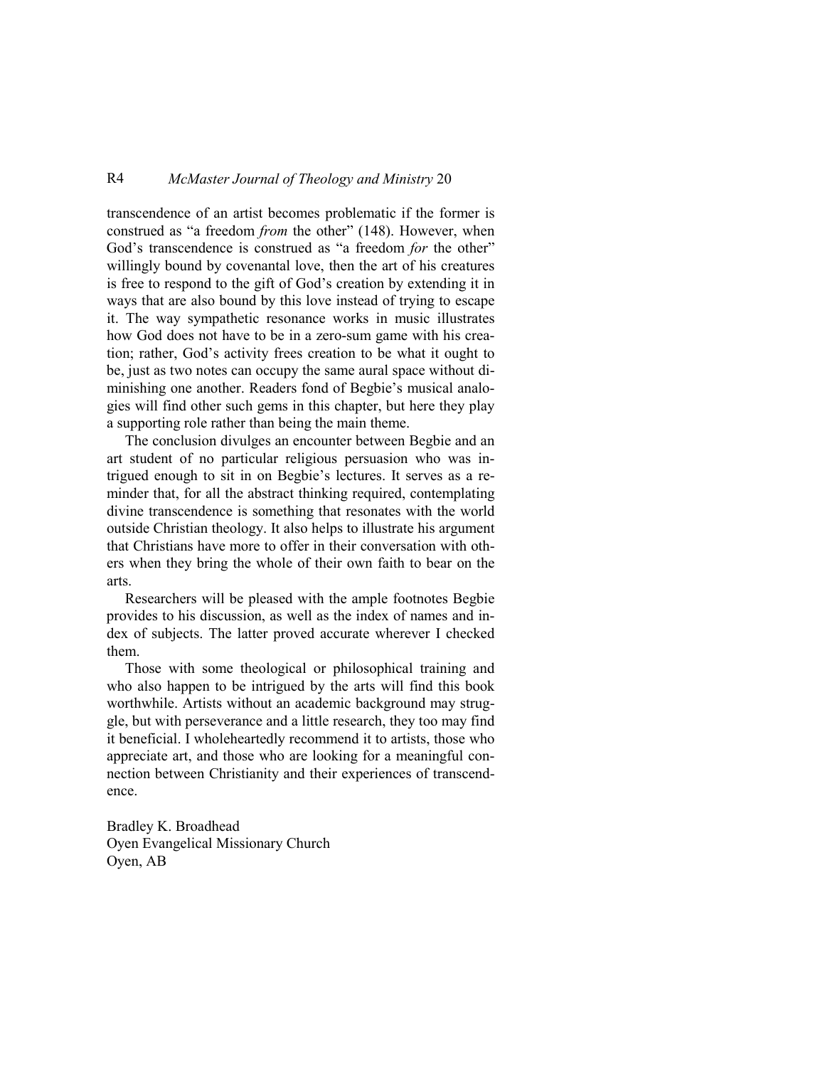transcendence of an artist becomes problematic if the former is construed as "a freedom *from* the other" (148). However, when God's transcendence is construed as "a freedom *for* the other" willingly bound by covenantal love, then the art of his creatures is free to respond to the gift of God's creation by extending it in ways that are also bound by this love instead of trying to escape it. The way sympathetic resonance works in music illustrates how God does not have to be in a zero-sum game with his creation; rather, God's activity frees creation to be what it ought to be, just as two notes can occupy the same aural space without diminishing one another. Readers fond of Begbie's musical analogies will find other such gems in this chapter, but here they play a supporting role rather than being the main theme.

The conclusion divulges an encounter between Begbie and an art student of no particular religious persuasion who was intrigued enough to sit in on Begbie's lectures. It serves as a reminder that, for all the abstract thinking required, contemplating divine transcendence is something that resonates with the world outside Christian theology. It also helps to illustrate his argument that Christians have more to offer in their conversation with others when they bring the whole of their own faith to bear on the arts.

Researchers will be pleased with the ample footnotes Begbie provides to his discussion, as well as the index of names and index of subjects. The latter proved accurate wherever I checked them.

Those with some theological or philosophical training and who also happen to be intrigued by the arts will find this book worthwhile. Artists without an academic background may struggle, but with perseverance and a little research, they too may find it beneficial. I wholeheartedly recommend it to artists, those who appreciate art, and those who are looking for a meaningful connection between Christianity and their experiences of transcendence.

Bradley K. Broadhead
Oyen Evangelical Missionary Church
Oyen, AB